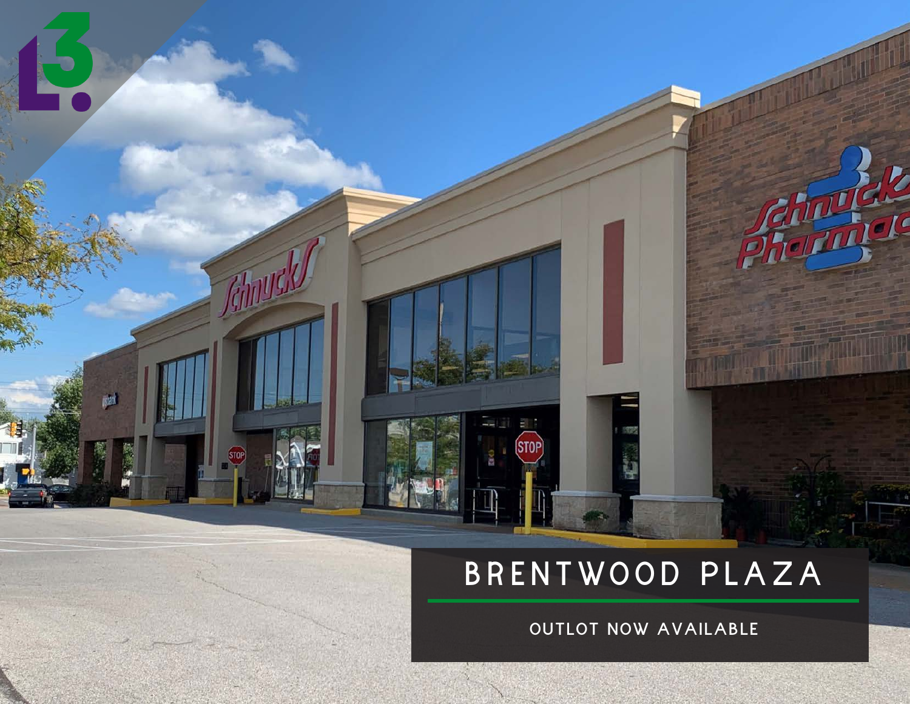# BRENTWOOD PLAZA

OUTLOT NOW AVAILABLE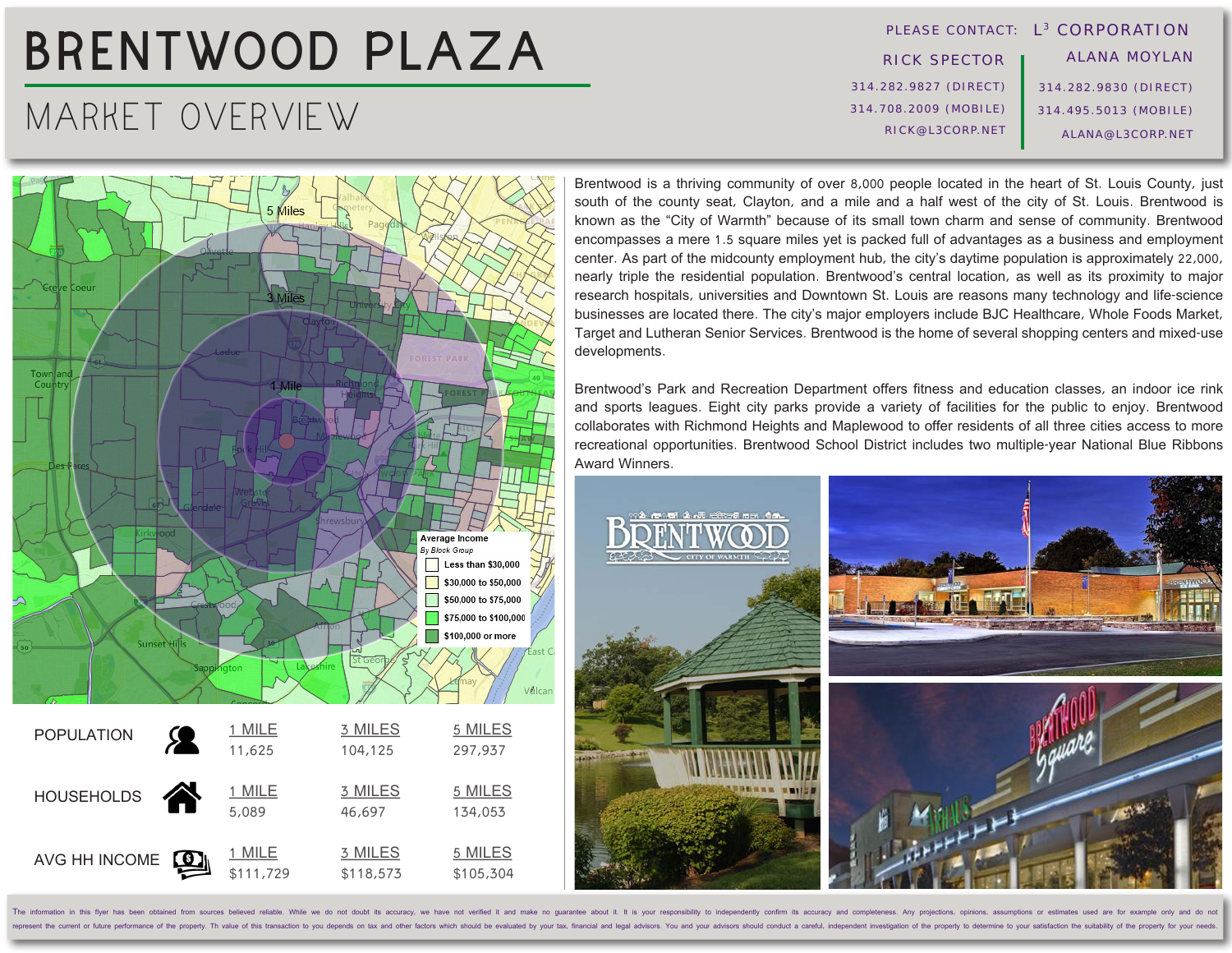# BRENTWOOD PLAZA

## MARKET OVERVIEW

PLEASE CONTACT: L[3] CORPORATION

| RICK SPECTOR | ALANA MOYLAN |
|---|---|
| 314.282.9827 (DIRECT) | 314.282.9830 (DIRECT) |
| 314.708.2009 (MOBILE) | 314.495.5013 (MOBILE) |
| RICK@L3CORP.NET | ALANA@L3CORP.NET |

Average Income
*By Block Group*

- Less than $30,000
- $30,000 to $50,000
- $50,000 to $75,000
- $75,000 to $100,000
- $100,000 or more

| | 1 MILE | 3 MILES | 5 MILES |
|---|---|---|---|
| POPULATION | 11,625 | 104,125 | 297,937 |
| HOUSEHOLDS | 5,089 | 46,697 | 134,053 |
| AVG HH INCOME | $111,729 | $118,573 | $105,304 |

Brentwood is a thriving community of over 8,000 people located in the heart of St. Louis County, just south of the county seat, Clayton, and a mile and a half west of the city of St. Louis. Brentwood is known as the "City of Warmth" because of its small town charm and sense of community. Brentwood encompasses a mere 1.5 square miles yet is packed full of advantages as a business and employment center. As part of the midcounty employment hub, the city's daytime population is approximately 22,000, nearly triple the residential population. Brentwood's central location, as well as its proximity to major research hospitals, universities and Downtown St. Louis are reasons many technology and life-science businesses are located there. The city's major employers include BJC Healthcare, Whole Foods Market, Target and Lutheran Senior Services. Brentwood is the home of several shopping centers and mixed-use developments.

Brentwood's Park and Recreation Department offers fitness and education classes, an indoor ice rink and sports leagues. Eight city parks provide a variety of facilities for the public to enjoy. Brentwood collaborates with Richmond Heights and Maplewood to offer residents of all three cities access to more recreational opportunities. Brentwood School District includes two multiple-year National Blue Ribbons Award Winners.

The information in this flyer has been obtained from sources believed reliable. While we do not doubt its accuracy, we have not verified it and make no guarantee about it. It is your responsibility to independently confirm its accuracy and completeness. Any projections, opinions, assumptions or estimates used are for example only and do not represent the current or future performance of the property. Th value of this transaction to you depends on tax and other factors which should be evaluated by your tax, financial and legal advisors. You and your advisors should conduct a careful, independent investigation of the property to determine to your satisfaction the suitability of the property for your needs.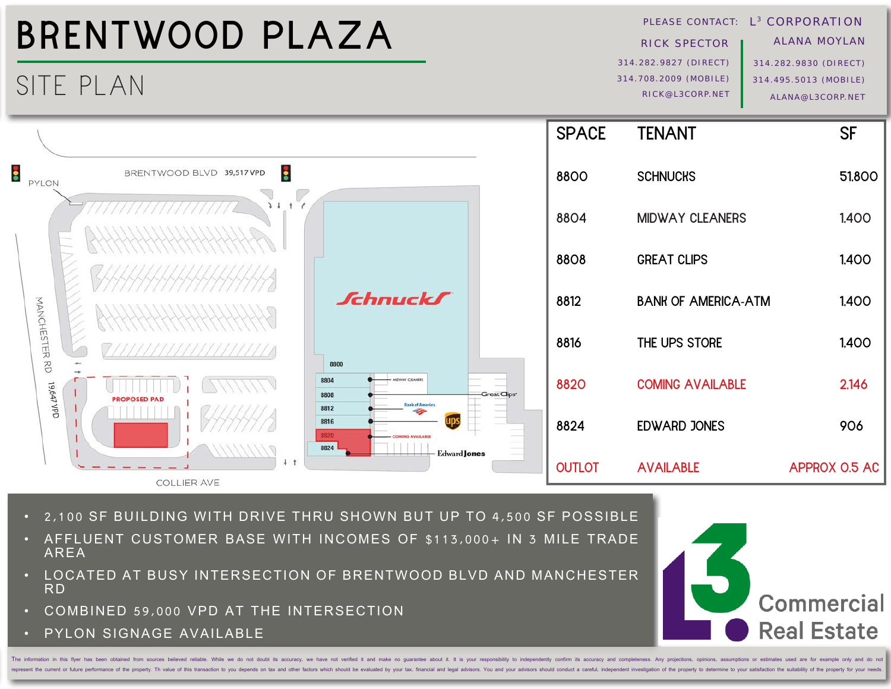# BRENTWOOD PLAZA

## SITE PLAN

PLEASE CONTACT: L[3] CORPORATION

RICK SPECTOR
314.282.9827 (DIRECT)
314.708.2009 (MOBILE)
RICK@L3CORP.NET

ALANA MOYLAN
314.282.9830 (DIRECT)
314.495.5013 (MOBILE)
ALANA@L3CORP.NET

BRENTWOOD BLVD 39,517 VPD

PYLON

MANCHESTER RD 19,647 VPD

PROPOSED PAD

COLLIER AVE

| SPACE | TENANT | SF |
|---|---|---|
| 8800 | SCHNUCKS | 51,800 |
| 8804 | MIDWAY CLEANERS | 1,400 |
| 8808 | GREAT CLIPS | 1,400 |
| 8812 | BANK OF AMERICA-ATM | 1,400 |
| 8816 | THE UPS STORE | 1,400 |
| 8820 | COMING AVAILABLE | 2,146 |
| 8824 | EDWARD JONES | 906 |
| OUTLOT | AVAILABLE | APPROX 0.5 AC |

- 2,100 SF BUILDING WITH DRIVE THRU SHOWN BUT UP TO 4,500 SF POSSIBLE
- AFFLUENT CUSTOMER BASE WITH INCOMES OF $113,000+ IN 3 MILE TRADE AREA
- LOCATED AT BUSY INTERSECTION OF BRENTWOOD BLVD AND MANCHESTER RD
- COMBINED 59,000 VPD AT THE INTERSECTION
- PYLON SIGNAGE AVAILABLE

L3 Commercial Real Estate

The information in this flyer has been obtained from sources believed reliable. While we do not doubt its accuracy, we have not verified it and make no guarantee about it. It is your responsibility to independently confirm its accuracy and completeness. Any projections, opinions, assumptions or estimates used are for example only and do not represent the current or future performance of the property. Th value of this transaction to you depends on tax and other factors which should be evaluated by your tax, financial and legal advisors. You and your advisors should conduct a careful, independent investigation of the property to determine to your satisfaction the suitability of the property for your needs.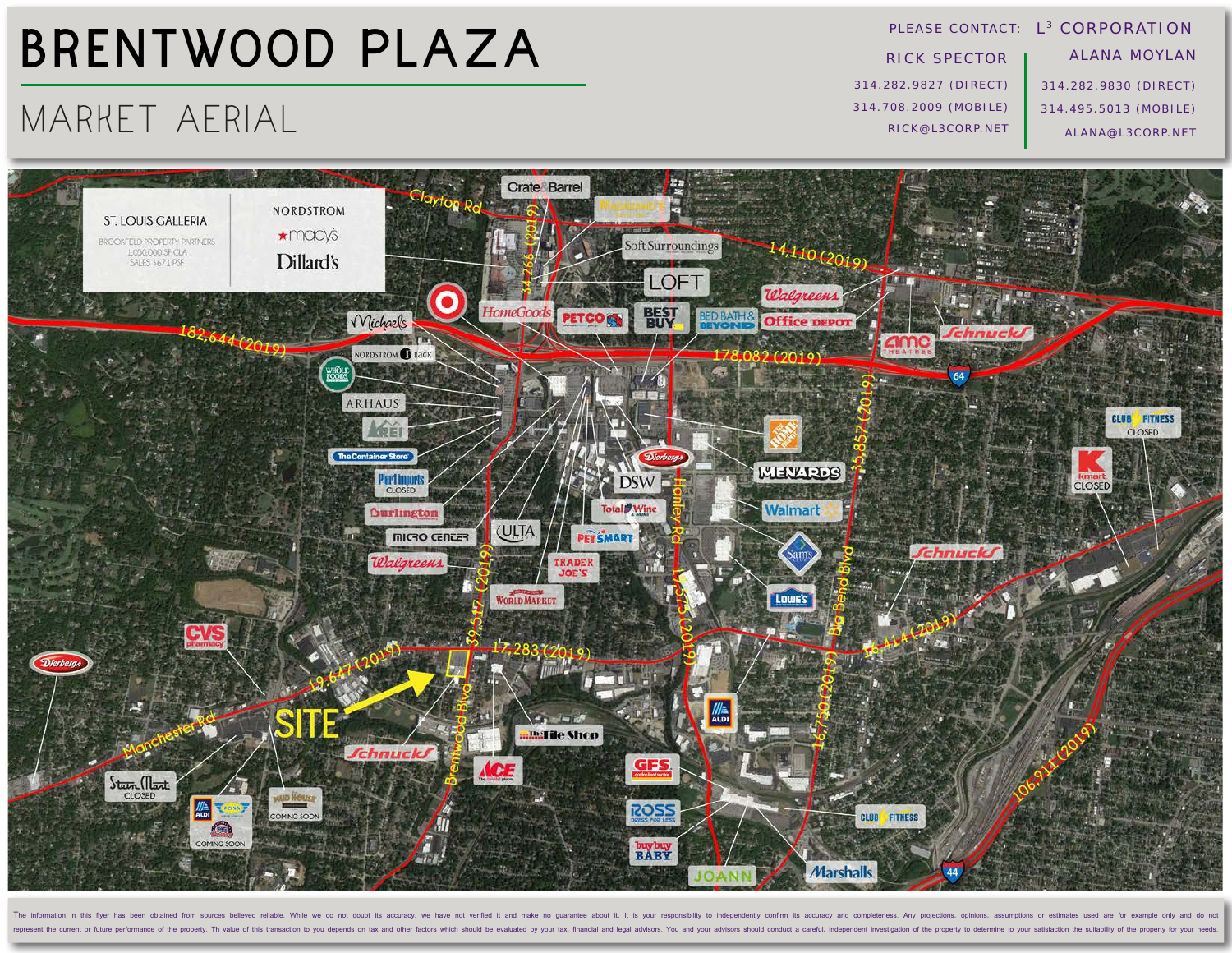# BRENTWOOD PLAZA

## MARKET AERIAL

PLEASE CONTACT: L[3] CORPORATION

RICK SPECTOR
314.282.9827 (DIRECT)
314.708.2009 (MOBILE)
RICK@L3CORP.NET

ALANA MOYLAN
314.282.9830 (DIRECT)
314.495.5013 (MOBILE)
ALANA@L3CORP.NET

ST. LOUIS GALLERIA
BROOKFIELD PROPERTY PARTNERS
1,050,000 SF GLA
SALES $671 PSF

NORDSTROM
macy's
Dillard's

Clayton Rd
34,766 (2019)
14,110 (2019)
182,644 (2019)
178,082 (2019)
35,857 (2019)
39,517 (2019)
17,283 (2019)
19,647 (2019)
15,575 (2019)
16,750 (2019)
16,414 (2019)
106,911 (2019)

Crate&Barrel
Maggiano's
Soft Surroundings
LOFT
HomeGoods
PETCO
BEST BUY
BED BATH & BEYOND
Walgreens
Office Depot
AMC THEATRES
Schnucks
Michaels
NORDSTROM rack
Whole Foods
ARHAUS
REI
The Container Store
Pier 1 Imports CLOSED
Burlington
MICRO CENTER
ULTA
Walgreens
TRADER JOE'S
WORLD MARKET
PETSMART
Total Wine & More
DSW
Dierbergs
The Home Depot
MENARDS
Walmart
Sam's Club
LOWE'S
CLUB FITNESS CLOSED
Kmart CLOSED
Schnucks
Hanley Rd
Big Bend Blvd
Brentwood Blvd
Manchester Rd
64
44

SITE

CVS pharmacy
Dierbergs
Schnucks
ACE
The Tile Shop
ALDI
GFS
ROSS DRESS FOR LESS
buy buy BABY
JOANN
Marshalls
CLUB FITNESS
Stein Mart CLOSED
ALDI
ROSS
COMING SOON
Mud House
COMING SOON

The information in this flyer has been obtained from sources believed reliable. While we do not doubt its accuracy, we have not verified it and make no guarantee about it. It is your responsibility to independently confirm its accuracy and completeness. Any projections, opinions, assumptions or estimates used are for example only and do not represent the current or future performance of the property. Th value of this transaction to you depends on tax and other factors which should be evaluated by your tax, financial and legal advisors. You and your advisors should conduct a careful, independent investigation of the property to determine to your satisfaction the suitability of the property for your needs.